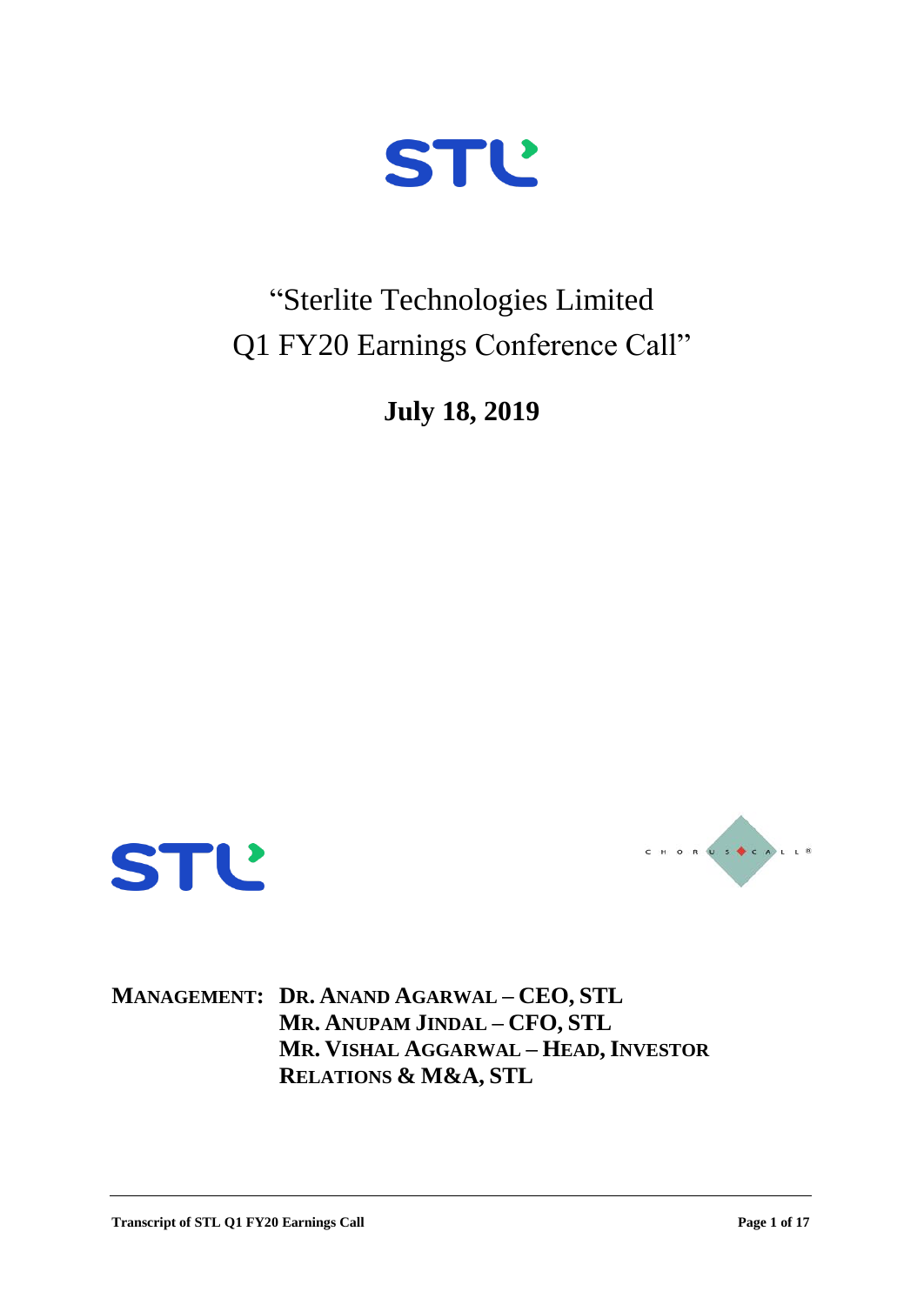# "Sterlite Technologies Limited Q1 FY20 Earnings Conference Call"

**July 18, 2019**

**MANAGEMENT: DR. ANAND AGARWAL – CEO, STL**
**MR. ANUPAM JINDAL – CFO, STL**
**MR. VISHAL AGGARWAL – HEAD, INVESTOR RELATIONS & M&A, STL**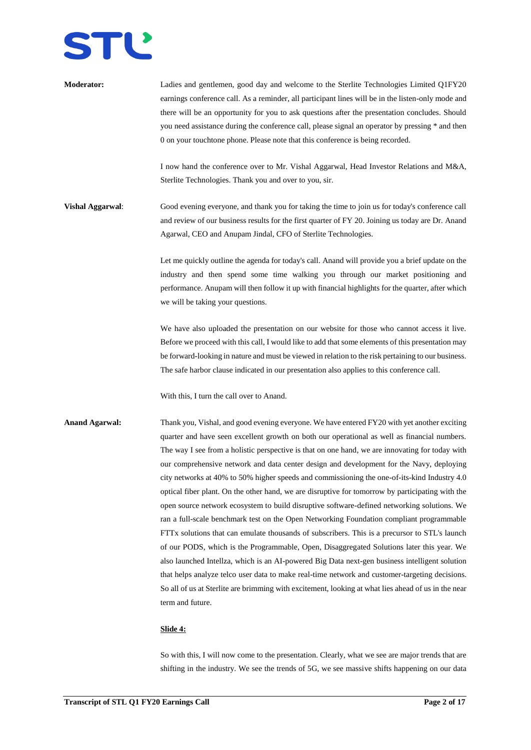**Moderator:** Ladies and gentlemen, good day and welcome to the Sterlite Technologies Limited Q1FY20 earnings conference call. As a reminder, all participant lines will be in the listen-only mode and there will be an opportunity for you to ask questions after the presentation concludes. Should you need assistance during the conference call, please signal an operator by pressing * and then 0 on your touchtone phone. Please note that this conference is being recorded.

I now hand the conference over to Mr. Vishal Aggarwal, Head Investor Relations and M&A, Sterlite Technologies. Thank you and over to you, sir.

**Vishal Aggarwal**: Good evening everyone, and thank you for taking the time to join us for today's conference call and review of our business results for the first quarter of FY 20. Joining us today are Dr. Anand Agarwal, CEO and Anupam Jindal, CFO of Sterlite Technologies.

Let me quickly outline the agenda for today's call. Anand will provide you a brief update on the industry and then spend some time walking you through our market positioning and performance. Anupam will then follow it up with financial highlights for the quarter, after which we will be taking your questions.

We have also uploaded the presentation on our website for those who cannot access it live. Before we proceed with this call, I would like to add that some elements of this presentation may be forward-looking in nature and must be viewed in relation to the risk pertaining to our business. The safe harbor clause indicated in our presentation also applies to this conference call.

With this, I turn the call over to Anand.

**Anand Agarwal:** Thank you, Vishal, and good evening everyone. We have entered FY20 with yet another exciting quarter and have seen excellent growth on both our operational as well as financial numbers. The way I see from a holistic perspective is that on one hand, we are innovating for today with our comprehensive network and data center design and development for the Navy, deploying city networks at 40% to 50% higher speeds and commissioning the one-of-its-kind Industry 4.0 optical fiber plant. On the other hand, we are disruptive for tomorrow by participating with the open source network ecosystem to build disruptive software-defined networking solutions. We ran a full-scale benchmark test on the Open Networking Foundation compliant programmable FTTx solutions that can emulate thousands of subscribers. This is a precursor to STL's launch of our PODS, which is the Programmable, Open, Disaggregated Solutions later this year. We also launched Intellza, which is an AI-powered Big Data next-gen business intelligent solution that helps analyze telco user data to make real-time network and customer-targeting decisions. So all of us at Sterlite are brimming with excitement, looking at what lies ahead of us in the near term and future.

**Slide 4:**

So with this, I will now come to the presentation. Clearly, what we see are major trends that are shifting in the industry. We see the trends of 5G, we see massive shifts happening on our data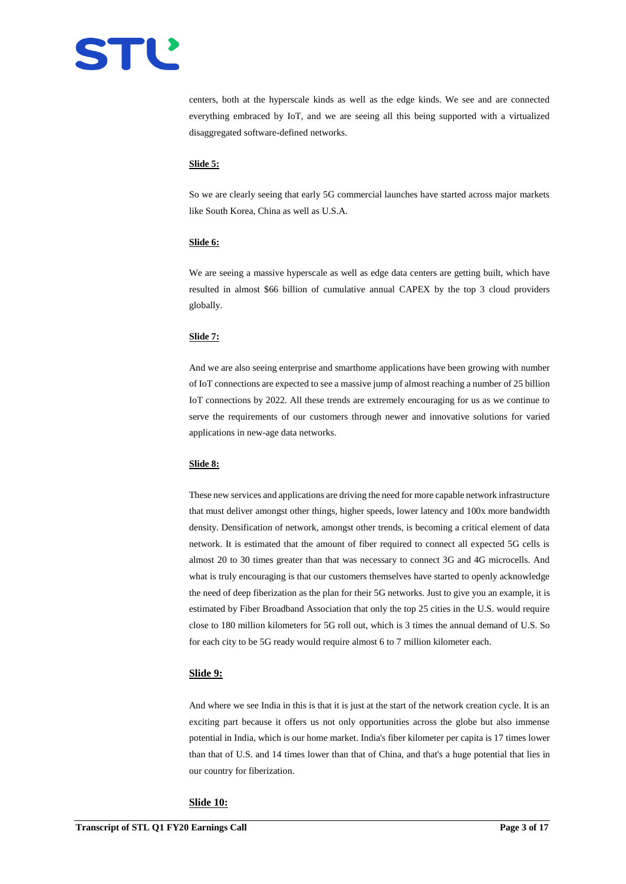centers, both at the hyperscale kinds as well as the edge kinds. We see and are connected everything embraced by IoT, and we are seeing all this being supported with a virtualized disaggregated software-defined networks.

**Slide 5:**

So we are clearly seeing that early 5G commercial launches have started across major markets like South Korea, China as well as U.S.A.

**Slide 6:**

We are seeing a massive hyperscale as well as edge data centers are getting built, which have resulted in almost $66 billion of cumulative annual CAPEX by the top 3 cloud providers globally.

**Slide 7:**

And we are also seeing enterprise and smarthome applications have been growing with number of IoT connections are expected to see a massive jump of almost reaching a number of 25 billion IoT connections by 2022. All these trends are extremely encouraging for us as we continue to serve the requirements of our customers through newer and innovative solutions for varied applications in new-age data networks.

**Slide 8:**

These new services and applications are driving the need for more capable network infrastructure that must deliver amongst other things, higher speeds, lower latency and 100x more bandwidth density. Densification of network, amongst other trends, is becoming a critical element of data network. It is estimated that the amount of fiber required to connect all expected 5G cells is almost 20 to 30 times greater than that was necessary to connect 3G and 4G microcells. And what is truly encouraging is that our customers themselves have started to openly acknowledge the need of deep fiberization as the plan for their 5G networks. Just to give you an example, it is estimated by Fiber Broadband Association that only the top 25 cities in the U.S. would require close to 180 million kilometers for 5G roll out, which is 3 times the annual demand of U.S. So for each city to be 5G ready would require almost 6 to 7 million kilometer each.

**Slide 9:**

And where we see India in this is that it is just at the start of the network creation cycle. It is an exciting part because it offers us not only opportunities across the globe but also immense potential in India, which is our home market. India's fiber kilometer per capita is 17 times lower than that of U.S. and 14 times lower than that of China, and that's a huge potential that lies in our country for fiberization.

**Slide 10:**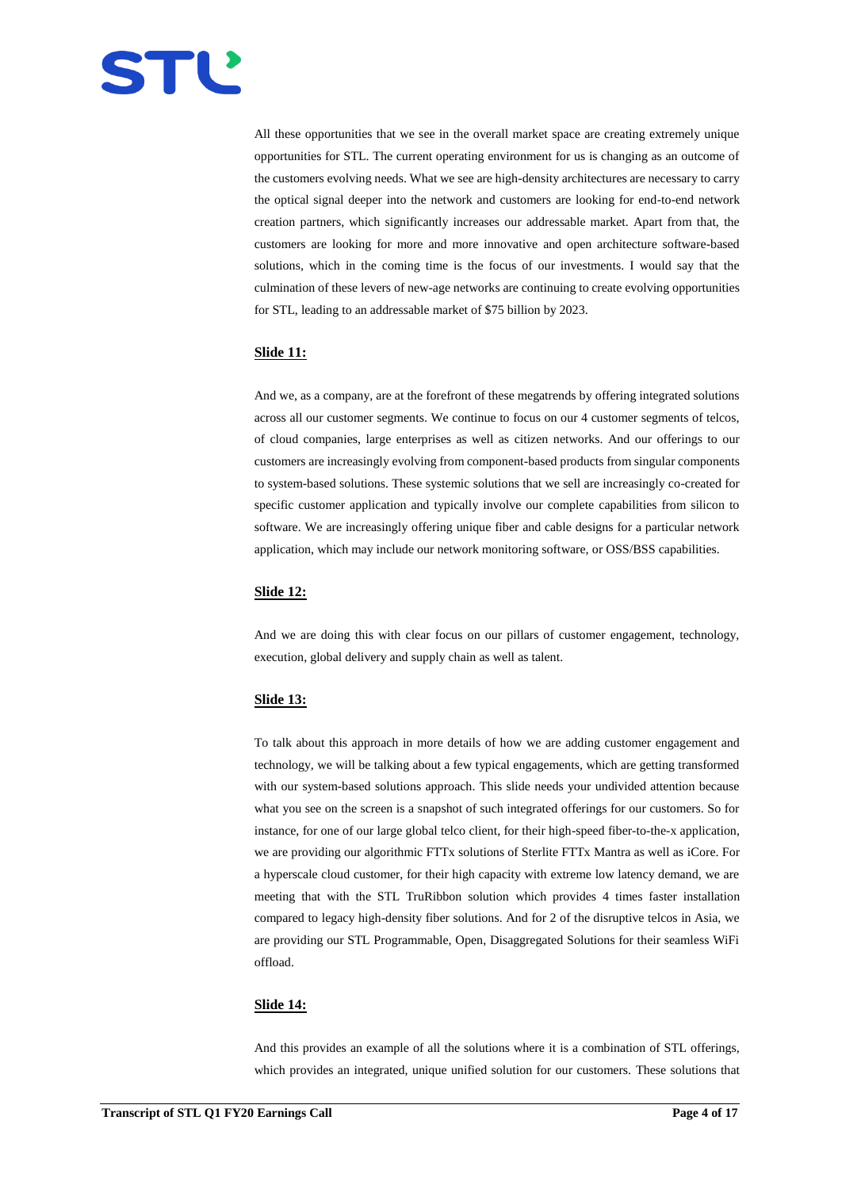All these opportunities that we see in the overall market space are creating extremely unique opportunities for STL. The current operating environment for us is changing as an outcome of the customers evolving needs. What we see are high-density architectures are necessary to carry the optical signal deeper into the network and customers are looking for end-to-end network creation partners, which significantly increases our addressable market. Apart from that, the customers are looking for more and more innovative and open architecture software-based solutions, which in the coming time is the focus of our investments. I would say that the culmination of these levers of new-age networks are continuing to create evolving opportunities for STL, leading to an addressable market of $75 billion by 2023.

**Slide 11:**

And we, as a company, are at the forefront of these megatrends by offering integrated solutions across all our customer segments. We continue to focus on our 4 customer segments of telcos, of cloud companies, large enterprises as well as citizen networks. And our offerings to our customers are increasingly evolving from component-based products from singular components to system-based solutions. These systemic solutions that we sell are increasingly co-created for specific customer application and typically involve our complete capabilities from silicon to software. We are increasingly offering unique fiber and cable designs for a particular network application, which may include our network monitoring software, or OSS/BSS capabilities.

**Slide 12:**

And we are doing this with clear focus on our pillars of customer engagement, technology, execution, global delivery and supply chain as well as talent.

**Slide 13:**

To talk about this approach in more details of how we are adding customer engagement and technology, we will be talking about a few typical engagements, which are getting transformed with our system-based solutions approach. This slide needs your undivided attention because what you see on the screen is a snapshot of such integrated offerings for our customers. So for instance, for one of our large global telco client, for their high-speed fiber-to-the-x application, we are providing our algorithmic FTTx solutions of Sterlite FTTx Mantra as well as iCore. For a hyperscale cloud customer, for their high capacity with extreme low latency demand, we are meeting that with the STL TruRibbon solution which provides 4 times faster installation compared to legacy high-density fiber solutions. And for 2 of the disruptive telcos in Asia, we are providing our STL Programmable, Open, Disaggregated Solutions for their seamless WiFi offload.

**Slide 14:**

And this provides an example of all the solutions where it is a combination of STL offerings, which provides an integrated, unique unified solution for our customers. These solutions that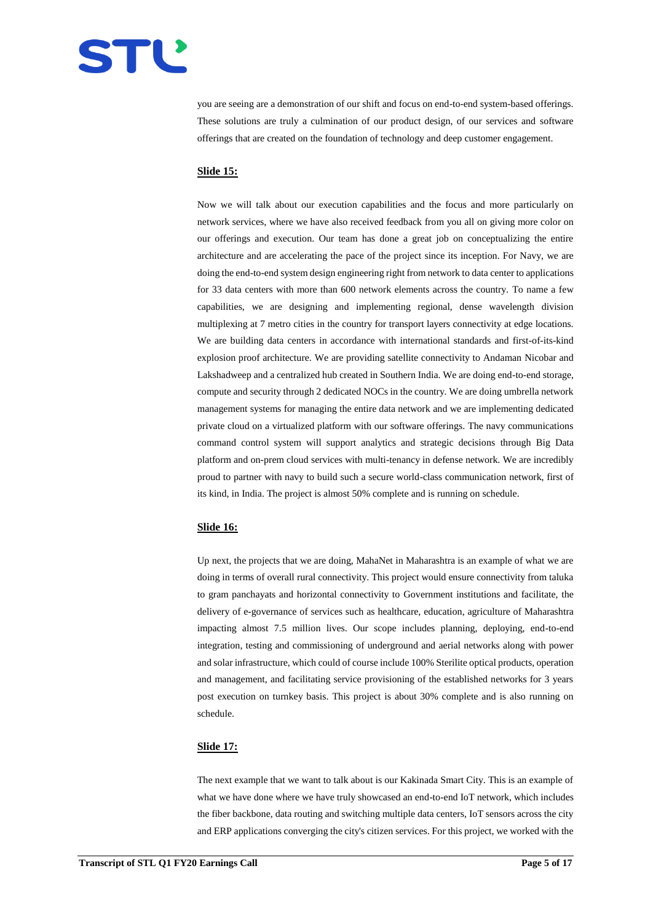you are seeing are a demonstration of our shift and focus on end-to-end system-based offerings. These solutions are truly a culmination of our product design, of our services and software offerings that are created on the foundation of technology and deep customer engagement.

**Slide 15:**

Now we will talk about our execution capabilities and the focus and more particularly on network services, where we have also received feedback from you all on giving more color on our offerings and execution. Our team has done a great job on conceptualizing the entire architecture and are accelerating the pace of the project since its inception. For Navy, we are doing the end-to-end system design engineering right from network to data center to applications for 33 data centers with more than 600 network elements across the country. To name a few capabilities, we are designing and implementing regional, dense wavelength division multiplexing at 7 metro cities in the country for transport layers connectivity at edge locations. We are building data centers in accordance with international standards and first-of-its-kind explosion proof architecture. We are providing satellite connectivity to Andaman Nicobar and Lakshadweep and a centralized hub created in Southern India. We are doing end-to-end storage, compute and security through 2 dedicated NOCs in the country. We are doing umbrella network management systems for managing the entire data network and we are implementing dedicated private cloud on a virtualized platform with our software offerings. The navy communications command control system will support analytics and strategic decisions through Big Data platform and on-prem cloud services with multi-tenancy in defense network. We are incredibly proud to partner with navy to build such a secure world-class communication network, first of its kind, in India. The project is almost 50% complete and is running on schedule.

**Slide 16:**

Up next, the projects that we are doing, MahaNet in Maharashtra is an example of what we are doing in terms of overall rural connectivity. This project would ensure connectivity from taluka to gram panchayats and horizontal connectivity to Government institutions and facilitate, the delivery of e-governance of services such as healthcare, education, agriculture of Maharashtra impacting almost 7.5 million lives. Our scope includes planning, deploying, end-to-end integration, testing and commissioning of underground and aerial networks along with power and solar infrastructure, which could of course include 100% Sterilite optical products, operation and management, and facilitating service provisioning of the established networks for 3 years post execution on turnkey basis. This project is about 30% complete and is also running on schedule.

**Slide 17:**

The next example that we want to talk about is our Kakinada Smart City. This is an example of what we have done where we have truly showcased an end-to-end IoT network, which includes the fiber backbone, data routing and switching multiple data centers, IoT sensors across the city and ERP applications converging the city's citizen services. For this project, we worked with the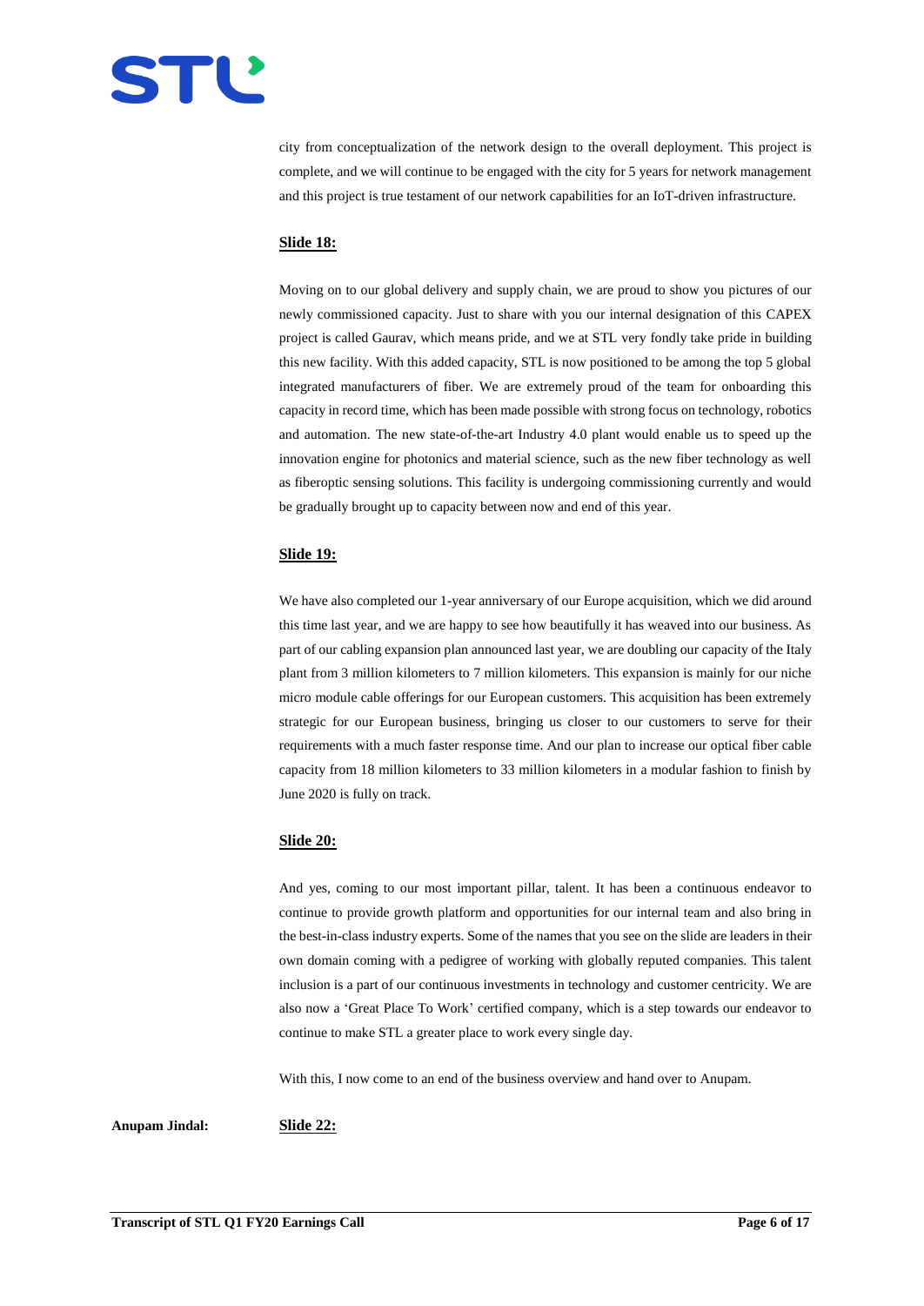city from conceptualization of the network design to the overall deployment. This project is complete, and we will continue to be engaged with the city for 5 years for network management and this project is true testament of our network capabilities for an IoT-driven infrastructure.

**Slide 18:**

Moving on to our global delivery and supply chain, we are proud to show you pictures of our newly commissioned capacity. Just to share with you our internal designation of this CAPEX project is called Gaurav, which means pride, and we at STL very fondly take pride in building this new facility. With this added capacity, STL is now positioned to be among the top 5 global integrated manufacturers of fiber. We are extremely proud of the team for onboarding this capacity in record time, which has been made possible with strong focus on technology, robotics and automation. The new state-of-the-art Industry 4.0 plant would enable us to speed up the innovation engine for photonics and material science, such as the new fiber technology as well as fiberoptic sensing solutions. This facility is undergoing commissioning currently and would be gradually brought up to capacity between now and end of this year.

**Slide 19:**

We have also completed our 1-year anniversary of our Europe acquisition, which we did around this time last year, and we are happy to see how beautifully it has weaved into our business. As part of our cabling expansion plan announced last year, we are doubling our capacity of the Italy plant from 3 million kilometers to 7 million kilometers. This expansion is mainly for our niche micro module cable offerings for our European customers. This acquisition has been extremely strategic for our European business, bringing us closer to our customers to serve for their requirements with a much faster response time. And our plan to increase our optical fiber cable capacity from 18 million kilometers to 33 million kilometers in a modular fashion to finish by June 2020 is fully on track.

**Slide 20:**

And yes, coming to our most important pillar, talent. It has been a continuous endeavor to continue to provide growth platform and opportunities for our internal team and also bring in the best-in-class industry experts. Some of the names that you see on the slide are leaders in their own domain coming with a pedigree of working with globally reputed companies. This talent inclusion is a part of our continuous investments in technology and customer centricity. We are also now a 'Great Place To Work' certified company, which is a step towards our endeavor to continue to make STL a greater place to work every single day.

With this, I now come to an end of the business overview and hand over to Anupam.

**Anupam Jindal:** **Slide 22:**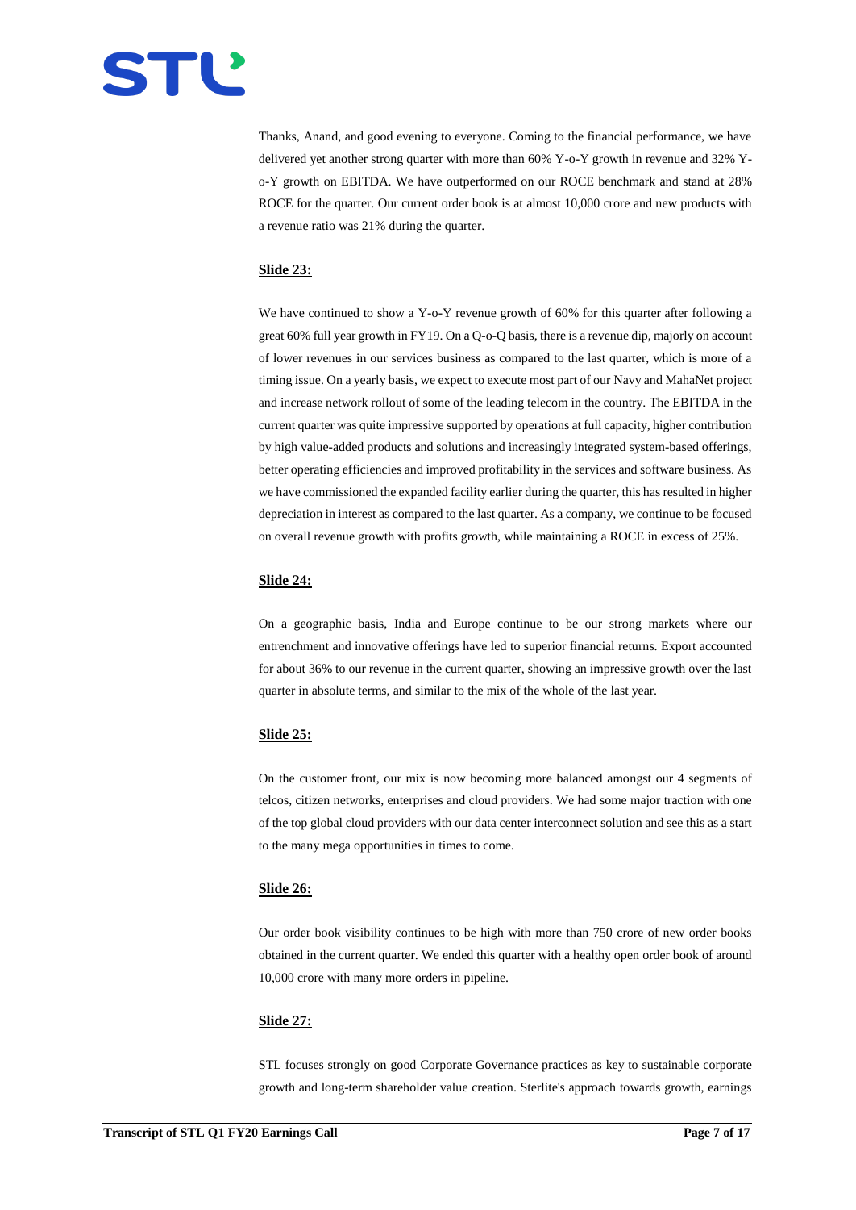Thanks, Anand, and good evening to everyone. Coming to the financial performance, we have delivered yet another strong quarter with more than 60% Y-o-Y growth in revenue and 32% Y-o-Y growth on EBITDA. We have outperformed on our ROCE benchmark and stand at 28% ROCE for the quarter. Our current order book is at almost 10,000 crore and new products with a revenue ratio was 21% during the quarter.

**Slide 23:**

We have continued to show a Y-o-Y revenue growth of 60% for this quarter after following a great 60% full year growth in FY19. On a Q-o-Q basis, there is a revenue dip, majorly on account of lower revenues in our services business as compared to the last quarter, which is more of a timing issue. On a yearly basis, we expect to execute most part of our Navy and MahaNet project and increase network rollout of some of the leading telecom in the country. The EBITDA in the current quarter was quite impressive supported by operations at full capacity, higher contribution by high value-added products and solutions and increasingly integrated system-based offerings, better operating efficiencies and improved profitability in the services and software business. As we have commissioned the expanded facility earlier during the quarter, this has resulted in higher depreciation in interest as compared to the last quarter. As a company, we continue to be focused on overall revenue growth with profits growth, while maintaining a ROCE in excess of 25%.

**Slide 24:**

On a geographic basis, India and Europe continue to be our strong markets where our entrenchment and innovative offerings have led to superior financial returns. Export accounted for about 36% to our revenue in the current quarter, showing an impressive growth over the last quarter in absolute terms, and similar to the mix of the whole of the last year.

**Slide 25:**

On the customer front, our mix is now becoming more balanced amongst our 4 segments of telcos, citizen networks, enterprises and cloud providers. We had some major traction with one of the top global cloud providers with our data center interconnect solution and see this as a start to the many mega opportunities in times to come.

**Slide 26:**

Our order book visibility continues to be high with more than 750 crore of new order books obtained in the current quarter. We ended this quarter with a healthy open order book of around 10,000 crore with many more orders in pipeline.

**Slide 27:**

STL focuses strongly on good Corporate Governance practices as key to sustainable corporate growth and long-term shareholder value creation. Sterlite's approach towards growth, earnings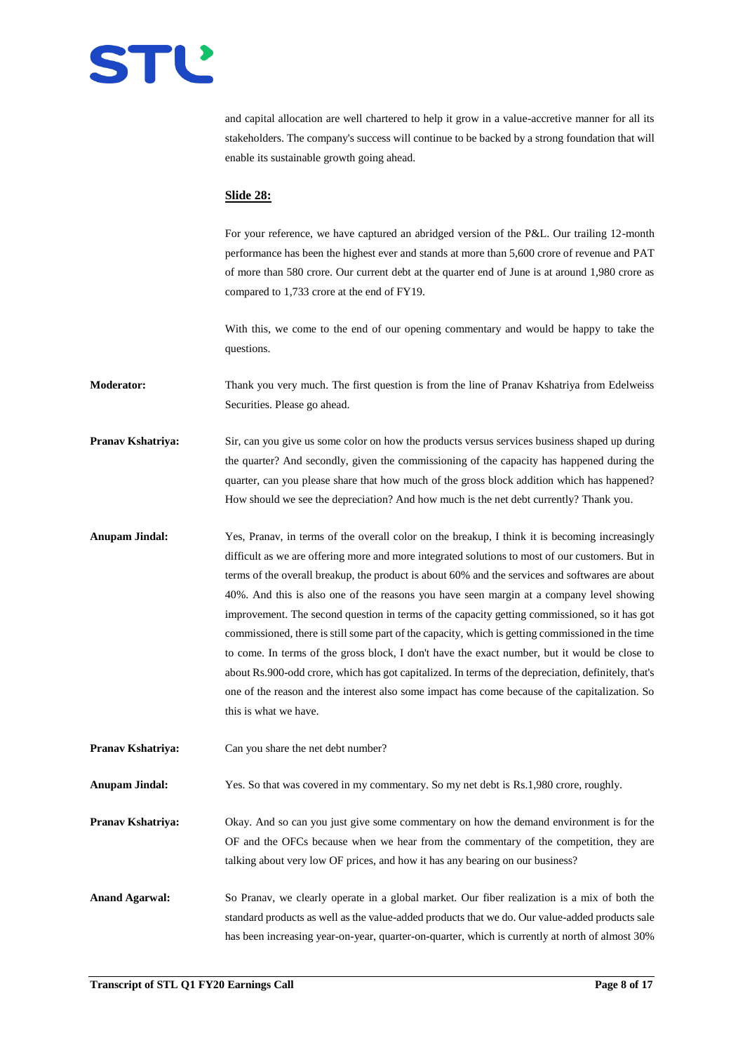and capital allocation are well chartered to help it grow in a value-accretive manner for all its stakeholders. The company's success will continue to be backed by a strong foundation that will enable its sustainable growth going ahead.

**Slide 28:**

For your reference, we have captured an abridged version of the P&L. Our trailing 12-month performance has been the highest ever and stands at more than 5,600 crore of revenue and PAT of more than 580 crore. Our current debt at the quarter end of June is at around 1,980 crore as compared to 1,733 crore at the end of FY19.

With this, we come to the end of our opening commentary and would be happy to take the questions.

**Moderator:** Thank you very much. The first question is from the line of Pranav Kshatriya from Edelweiss Securities. Please go ahead.

**Pranav Kshatriya:** Sir, can you give us some color on how the products versus services business shaped up during the quarter? And secondly, given the commissioning of the capacity has happened during the quarter, can you please share that how much of the gross block addition which has happened? How should we see the depreciation? And how much is the net debt currently? Thank you.

**Anupam Jindal:** Yes, Pranav, in terms of the overall color on the breakup, I think it is becoming increasingly difficult as we are offering more and more integrated solutions to most of our customers. But in terms of the overall breakup, the product is about 60% and the services and softwares are about 40%. And this is also one of the reasons you have seen margin at a company level showing improvement. The second question in terms of the capacity getting commissioned, so it has got commissioned, there is still some part of the capacity, which is getting commissioned in the time to come. In terms of the gross block, I don't have the exact number, but it would be close to about Rs.900-odd crore, which has got capitalized. In terms of the depreciation, definitely, that's one of the reason and the interest also some impact has come because of the capitalization. So this is what we have.

**Pranav Kshatriya:** Can you share the net debt number?

**Anupam Jindal:** Yes. So that was covered in my commentary. So my net debt is Rs.1,980 crore, roughly.

**Pranav Kshatriya:** Okay. And so can you just give some commentary on how the demand environment is for the OF and the OFCs because when we hear from the commentary of the competition, they are talking about very low OF prices, and how it has any bearing on our business?

**Anand Agarwal:** So Pranav, we clearly operate in a global market. Our fiber realization is a mix of both the standard products as well as the value-added products that we do. Our value-added products sale has been increasing year-on-year, quarter-on-quarter, which is currently at north of almost 30%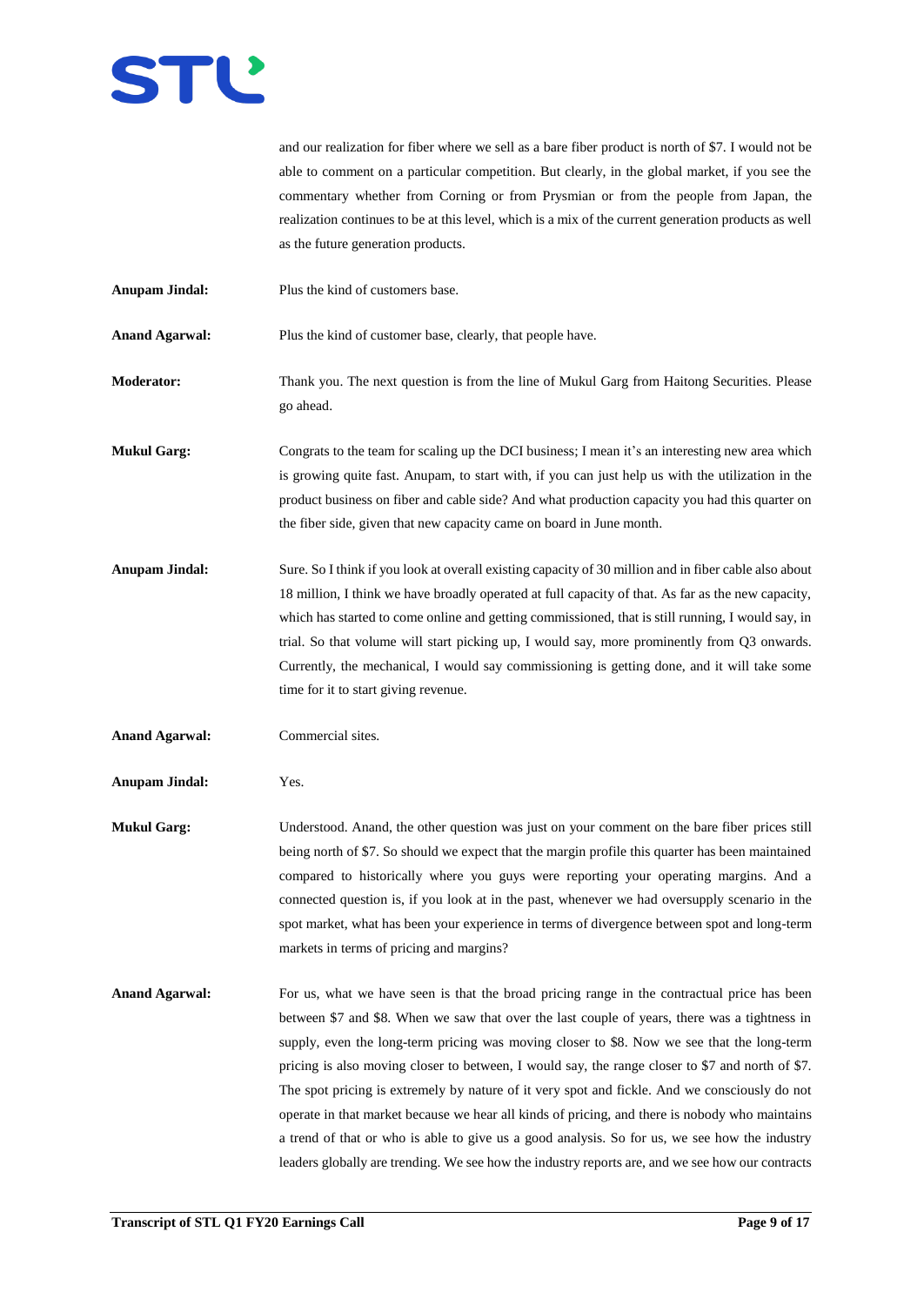and our realization for fiber where we sell as a bare fiber product is north of $7. I would not be able to comment on a particular competition. But clearly, in the global market, if you see the commentary whether from Corning or from Prysmian or from the people from Japan, the realization continues to be at this level, which is a mix of the current generation products as well as the future generation products.

**Anupam Jindal:** Plus the kind of customers base.

**Anand Agarwal:** Plus the kind of customer base, clearly, that people have.

**Moderator:** Thank you. The next question is from the line of Mukul Garg from Haitong Securities. Please go ahead.

**Mukul Garg:** Congrats to the team for scaling up the DCI business; I mean it's an interesting new area which is growing quite fast. Anupam, to start with, if you can just help us with the utilization in the product business on fiber and cable side? And what production capacity you had this quarter on the fiber side, given that new capacity came on board in June month.

**Anupam Jindal:** Sure. So I think if you look at overall existing capacity of 30 million and in fiber cable also about 18 million, I think we have broadly operated at full capacity of that. As far as the new capacity, which has started to come online and getting commissioned, that is still running, I would say, in trial. So that volume will start picking up, I would say, more prominently from Q3 onwards. Currently, the mechanical, I would say commissioning is getting done, and it will take some time for it to start giving revenue.

**Anand Agarwal:** Commercial sites.

**Anupam Jindal:** Yes.

**Mukul Garg:** Understood. Anand, the other question was just on your comment on the bare fiber prices still being north of $7. So should we expect that the margin profile this quarter has been maintained compared to historically where you guys were reporting your operating margins. And a connected question is, if you look at in the past, whenever we had oversupply scenario in the spot market, what has been your experience in terms of divergence between spot and long-term markets in terms of pricing and margins?

**Anand Agarwal:** For us, what we have seen is that the broad pricing range in the contractual price has been between $7 and $8. When we saw that over the last couple of years, there was a tightness in supply, even the long-term pricing was moving closer to $8. Now we see that the long-term pricing is also moving closer to between, I would say, the range closer to $7 and north of $7. The spot pricing is extremely by nature of it very spot and fickle. And we consciously do not operate in that market because we hear all kinds of pricing, and there is nobody who maintains a trend of that or who is able to give us a good analysis. So for us, we see how the industry leaders globally are trending. We see how the industry reports are, and we see how our contracts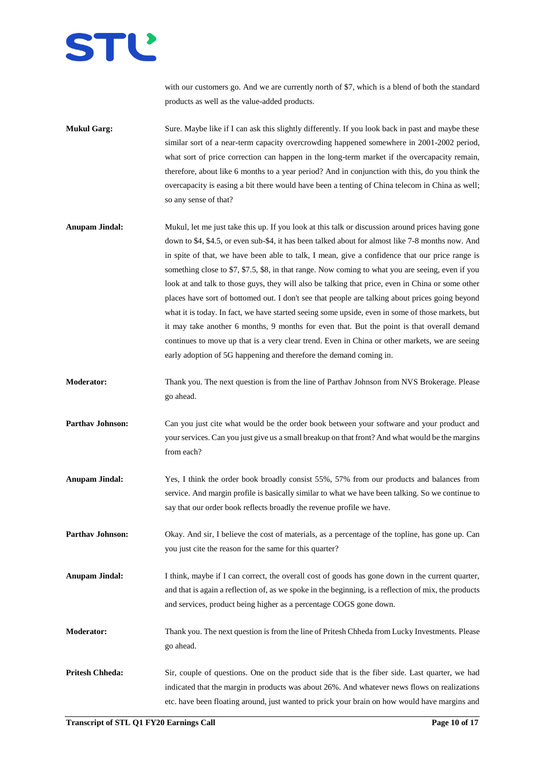with our customers go. And we are currently north of $7, which is a blend of both the standard products as well as the value-added products.

**Mukul Garg:** Sure. Maybe like if I can ask this slightly differently. If you look back in past and maybe these similar sort of a near-term capacity overcrowding happened somewhere in 2001-2002 period, what sort of price correction can happen in the long-term market if the overcapacity remain, therefore, about like 6 months to a year period? And in conjunction with this, do you think the overcapacity is easing a bit there would have been a tenting of China telecom in China as well; so any sense of that?

**Anupam Jindal:** Mukul, let me just take this up. If you look at this talk or discussion around prices having gone down to $4, $4.5, or even sub-$4, it has been talked about for almost like 7-8 months now. And in spite of that, we have been able to talk, I mean, give a confidence that our price range is something close to $7, $7.5, $8, in that range. Now coming to what you are seeing, even if you look at and talk to those guys, they will also be talking that price, even in China or some other places have sort of bottomed out. I don't see that people are talking about prices going beyond what it is today. In fact, we have started seeing some upside, even in some of those markets, but it may take another 6 months, 9 months for even that. But the point is that overall demand continues to move up that is a very clear trend. Even in China or other markets, we are seeing early adoption of 5G happening and therefore the demand coming in.

**Moderator:** Thank you. The next question is from the line of Parthav Johnson from NVS Brokerage. Please go ahead.

**Parthav Johnson:** Can you just cite what would be the order book between your software and your product and your services. Can you just give us a small breakup on that front? And what would be the margins from each?

**Anupam Jindal:** Yes, I think the order book broadly consist 55%, 57% from our products and balances from service. And margin profile is basically similar to what we have been talking. So we continue to say that our order book reflects broadly the revenue profile we have.

**Parthav Johnson:** Okay. And sir, I believe the cost of materials, as a percentage of the topline, has gone up. Can you just cite the reason for the same for this quarter?

**Anupam Jindal:** I think, maybe if I can correct, the overall cost of goods has gone down in the current quarter, and that is again a reflection of, as we spoke in the beginning, is a reflection of mix, the products and services, product being higher as a percentage COGS gone down.

**Moderator:** Thank you. The next question is from the line of Pritesh Chheda from Lucky Investments. Please go ahead.

**Pritesh Chheda:** Sir, couple of questions. One on the product side that is the fiber side. Last quarter, we had indicated that the margin in products was about 26%. And whatever news flows on realizations etc. have been floating around, just wanted to prick your brain on how would have margins and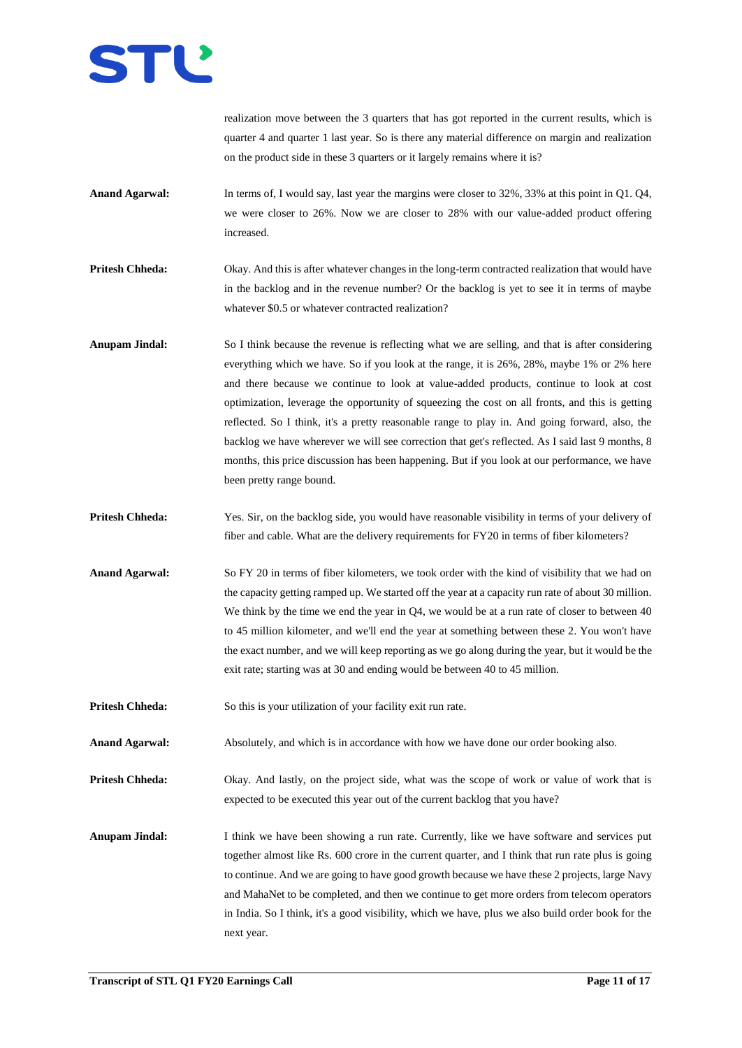realization move between the 3 quarters that has got reported in the current results, which is quarter 4 and quarter 1 last year. So is there any material difference on margin and realization on the product side in these 3 quarters or it largely remains where it is?

**Anand Agarwal:** In terms of, I would say, last year the margins were closer to 32%, 33% at this point in Q1. Q4, we were closer to 26%. Now we are closer to 28% with our value-added product offering increased.

**Pritesh Chheda:** Okay. And this is after whatever changes in the long-term contracted realization that would have in the backlog and in the revenue number? Or the backlog is yet to see it in terms of maybe whatever $0.5 or whatever contracted realization?

**Anupam Jindal:** So I think because the revenue is reflecting what we are selling, and that is after considering everything which we have. So if you look at the range, it is 26%, 28%, maybe 1% or 2% here and there because we continue to look at value-added products, continue to look at cost optimization, leverage the opportunity of squeezing the cost on all fronts, and this is getting reflected. So I think, it's a pretty reasonable range to play in. And going forward, also, the backlog we have wherever we will see correction that get's reflected. As I said last 9 months, 8 months, this price discussion has been happening. But if you look at our performance, we have been pretty range bound.

**Pritesh Chheda:** Yes. Sir, on the backlog side, you would have reasonable visibility in terms of your delivery of fiber and cable. What are the delivery requirements for FY20 in terms of fiber kilometers?

**Anand Agarwal:** So FY 20 in terms of fiber kilometers, we took order with the kind of visibility that we had on the capacity getting ramped up. We started off the year at a capacity run rate of about 30 million. We think by the time we end the year in Q4, we would be at a run rate of closer to between 40 to 45 million kilometer, and we'll end the year at something between these 2. You won't have the exact number, and we will keep reporting as we go along during the year, but it would be the exit rate; starting was at 30 and ending would be between 40 to 45 million.

**Pritesh Chheda:** So this is your utilization of your facility exit run rate.

**Anand Agarwal:** Absolutely, and which is in accordance with how we have done our order booking also.

**Pritesh Chheda:** Okay. And lastly, on the project side, what was the scope of work or value of work that is expected to be executed this year out of the current backlog that you have?

**Anupam Jindal:** I think we have been showing a run rate. Currently, like we have software and services put together almost like Rs. 600 crore in the current quarter, and I think that run rate plus is going to continue. And we are going to have good growth because we have these 2 projects, large Navy and MahaNet to be completed, and then we continue to get more orders from telecom operators in India. So I think, it's a good visibility, which we have, plus we also build order book for the next year.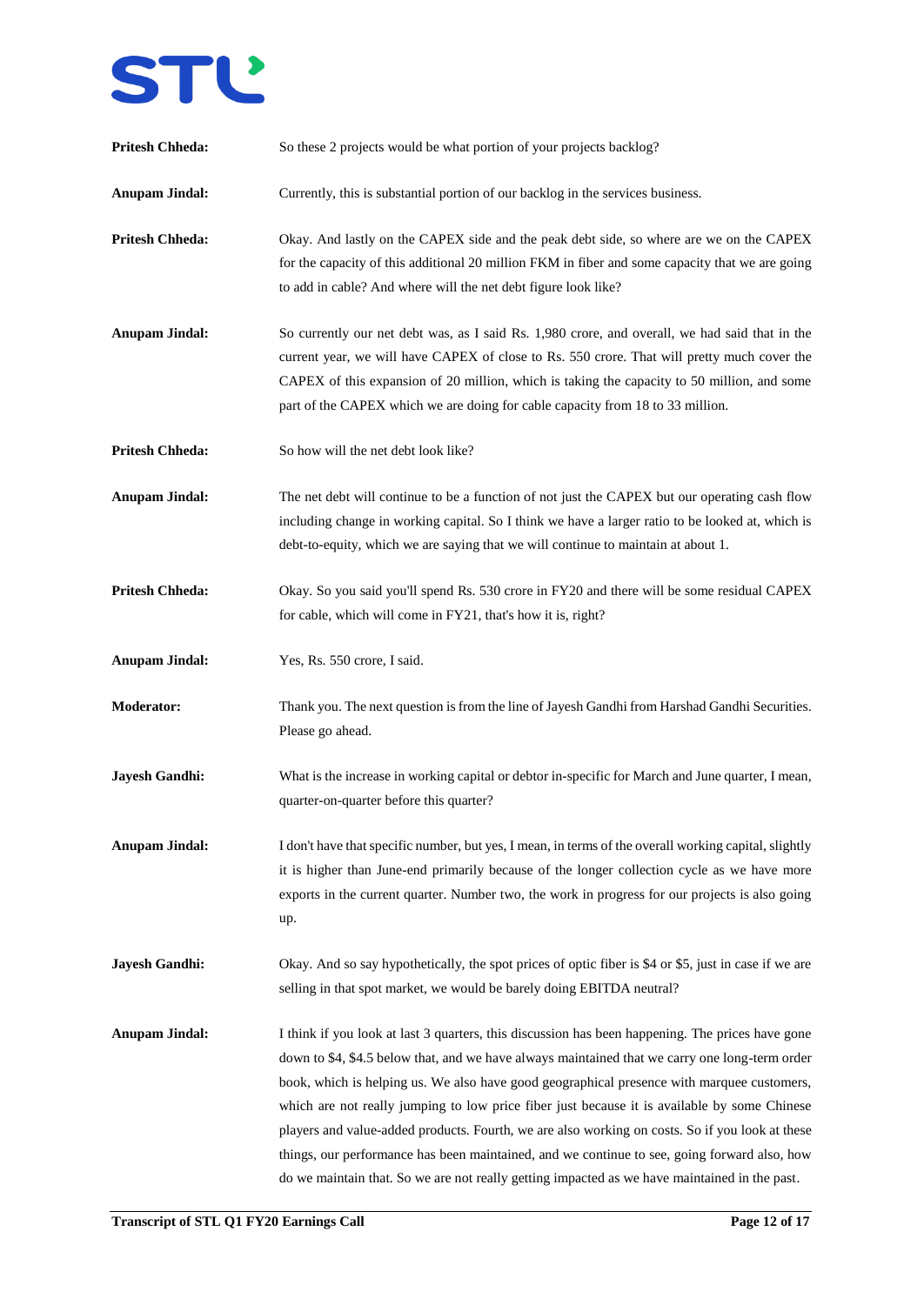**Pritesh Chheda:** So these 2 projects would be what portion of your projects backlog?

**Anupam Jindal:** Currently, this is substantial portion of our backlog in the services business.

**Pritesh Chheda:** Okay. And lastly on the CAPEX side and the peak debt side, so where are we on the CAPEX for the capacity of this additional 20 million FKM in fiber and some capacity that we are going to add in cable? And where will the net debt figure look like?

**Anupam Jindal:** So currently our net debt was, as I said Rs. 1,980 crore, and overall, we had said that in the current year, we will have CAPEX of close to Rs. 550 crore. That will pretty much cover the CAPEX of this expansion of 20 million, which is taking the capacity to 50 million, and some part of the CAPEX which we are doing for cable capacity from 18 to 33 million.

**Pritesh Chheda:** So how will the net debt look like?

**Anupam Jindal:** The net debt will continue to be a function of not just the CAPEX but our operating cash flow including change in working capital. So I think we have a larger ratio to be looked at, which is debt-to-equity, which we are saying that we will continue to maintain at about 1.

**Pritesh Chheda:** Okay. So you said you'll spend Rs. 530 crore in FY20 and there will be some residual CAPEX for cable, which will come in FY21, that's how it is, right?

**Anupam Jindal:** Yes, Rs. 550 crore, I said.

**Moderator:** Thank you. The next question is from the line of Jayesh Gandhi from Harshad Gandhi Securities. Please go ahead.

**Jayesh Gandhi:** What is the increase in working capital or debtor in-specific for March and June quarter, I mean, quarter-on-quarter before this quarter?

**Anupam Jindal:** I don't have that specific number, but yes, I mean, in terms of the overall working capital, slightly it is higher than June-end primarily because of the longer collection cycle as we have more exports in the current quarter. Number two, the work in progress for our projects is also going up.

**Jayesh Gandhi:** Okay. And so say hypothetically, the spot prices of optic fiber is $4 or $5, just in case if we are selling in that spot market, we would be barely doing EBITDA neutral?

**Anupam Jindal:** I think if you look at last 3 quarters, this discussion has been happening. The prices have gone down to $4, $4.5 below that, and we have always maintained that we carry one long-term order book, which is helping us. We also have good geographical presence with marquee customers, which are not really jumping to low price fiber just because it is available by some Chinese players and value-added products. Fourth, we are also working on costs. So if you look at these things, our performance has been maintained, and we continue to see, going forward also, how do we maintain that. So we are not really getting impacted as we have maintained in the past.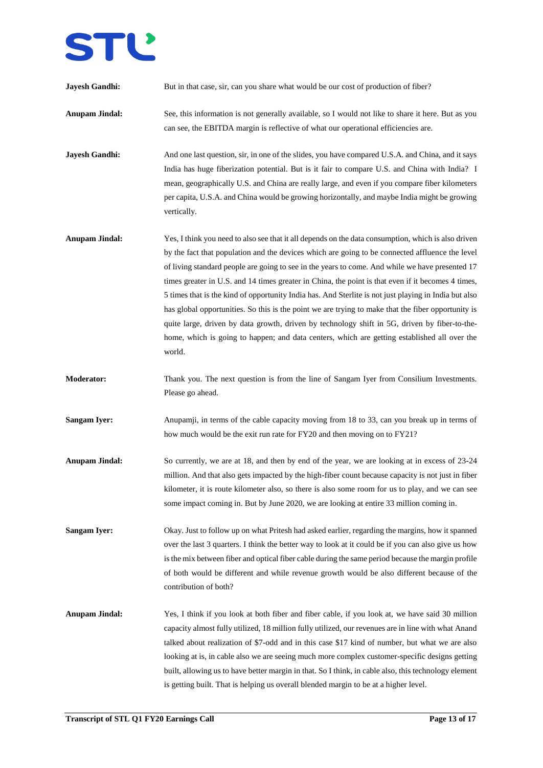**Jayesh Gandhi:** But in that case, sir, can you share what would be our cost of production of fiber?

**Anupam Jindal:** See, this information is not generally available, so I would not like to share it here. But as you can see, the EBITDA margin is reflective of what our operational efficiencies are.

**Jayesh Gandhi:** And one last question, sir, in one of the slides, you have compared U.S.A. and China, and it says India has huge fiberization potential. But is it fair to compare U.S. and China with India? I mean, geographically U.S. and China are really large, and even if you compare fiber kilometers per capita, U.S.A. and China would be growing horizontally, and maybe India might be growing vertically.

**Anupam Jindal:** Yes, I think you need to also see that it all depends on the data consumption, which is also driven by the fact that population and the devices which are going to be connected affluence the level of living standard people are going to see in the years to come. And while we have presented 17 times greater in U.S. and 14 times greater in China, the point is that even if it becomes 4 times, 5 times that is the kind of opportunity India has. And Sterlite is not just playing in India but also has global opportunities. So this is the point we are trying to make that the fiber opportunity is quite large, driven by data growth, driven by technology shift in 5G, driven by fiber-to-the-home, which is going to happen; and data centers, which are getting established all over the world.

**Moderator:** Thank you. The next question is from the line of Sangam Iyer from Consilium Investments. Please go ahead.

**Sangam Iyer:** Anupamji, in terms of the cable capacity moving from 18 to 33, can you break up in terms of how much would be the exit run rate for FY20 and then moving on to FY21?

**Anupam Jindal:** So currently, we are at 18, and then by end of the year, we are looking at in excess of 23-24 million. And that also gets impacted by the high-fiber count because capacity is not just in fiber kilometer, it is route kilometer also, so there is also some room for us to play, and we can see some impact coming in. But by June 2020, we are looking at entire 33 million coming in.

**Sangam Iyer:** Okay. Just to follow up on what Pritesh had asked earlier, regarding the margins, how it spanned over the last 3 quarters. I think the better way to look at it could be if you can also give us how is the mix between fiber and optical fiber cable during the same period because the margin profile of both would be different and while revenue growth would be also different because of the contribution of both?

**Anupam Jindal:** Yes, I think if you look at both fiber and fiber cable, if you look at, we have said 30 million capacity almost fully utilized, 18 million fully utilized, our revenues are in line with what Anand talked about realization of $7-odd and in this case $17 kind of number, but what we are also looking at is, in cable also we are seeing much more complex customer-specific designs getting built, allowing us to have better margin in that. So I think, in cable also, this technology element is getting built. That is helping us overall blended margin to be at a higher level.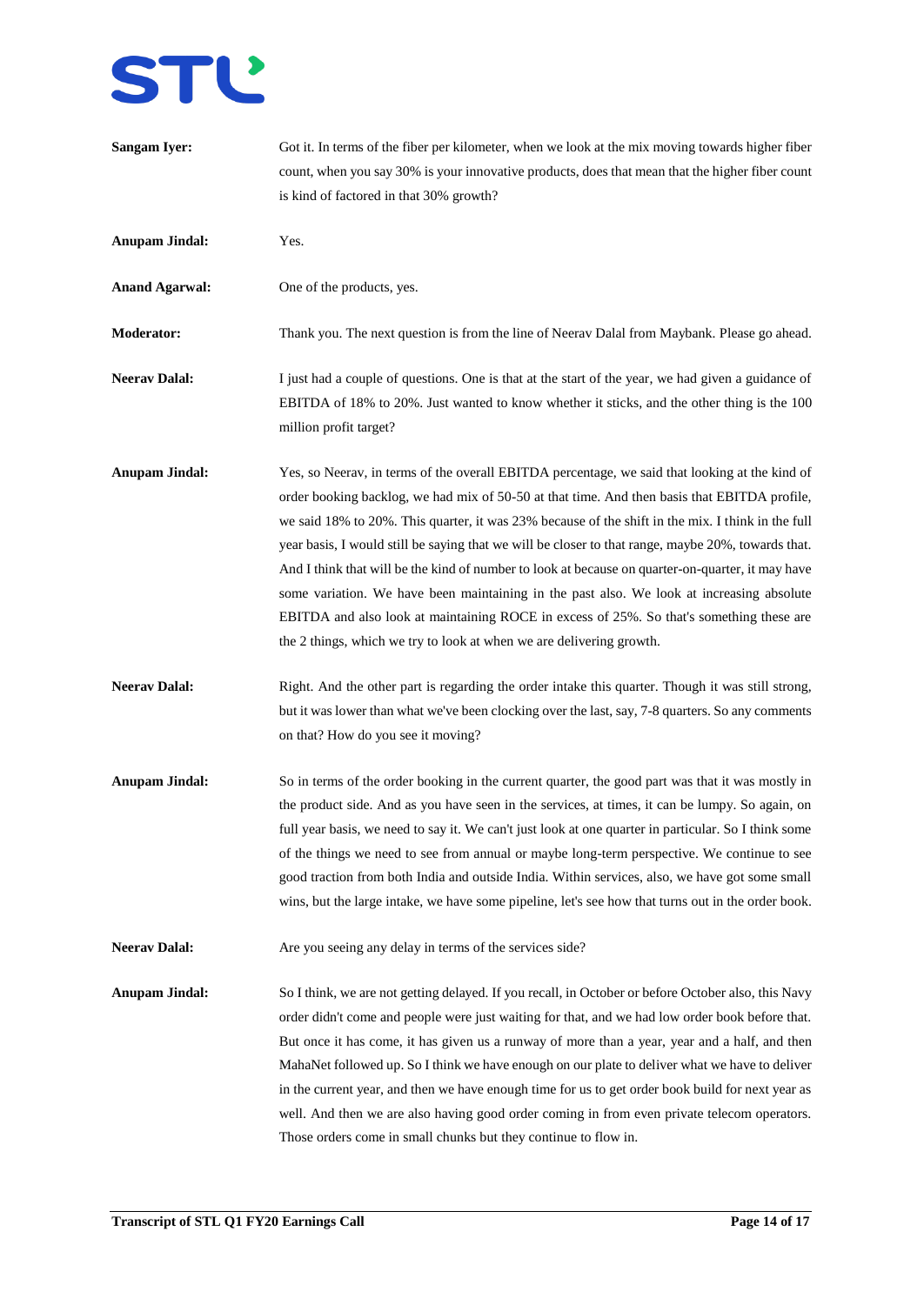**Sangam Iyer:** Got it. In terms of the fiber per kilometer, when we look at the mix moving towards higher fiber count, when you say 30% is your innovative products, does that mean that the higher fiber count is kind of factored in that 30% growth?

**Anupam Jindal:** Yes.

**Anand Agarwal:** One of the products, yes.

**Moderator:** Thank you. The next question is from the line of Neerav Dalal from Maybank. Please go ahead.

**Neerav Dalal:** I just had a couple of questions. One is that at the start of the year, we had given a guidance of EBITDA of 18% to 20%. Just wanted to know whether it sticks, and the other thing is the 100 million profit target?

**Anupam Jindal:** Yes, so Neerav, in terms of the overall EBITDA percentage, we said that looking at the kind of order booking backlog, we had mix of 50-50 at that time. And then basis that EBITDA profile, we said 18% to 20%. This quarter, it was 23% because of the shift in the mix. I think in the full year basis, I would still be saying that we will be closer to that range, maybe 20%, towards that. And I think that will be the kind of number to look at because on quarter-on-quarter, it may have some variation. We have been maintaining in the past also. We look at increasing absolute EBITDA and also look at maintaining ROCE in excess of 25%. So that's something these are the 2 things, which we try to look at when we are delivering growth.

**Neerav Dalal:** Right. And the other part is regarding the order intake this quarter. Though it was still strong, but it was lower than what we've been clocking over the last, say, 7-8 quarters. So any comments on that? How do you see it moving?

**Anupam Jindal:** So in terms of the order booking in the current quarter, the good part was that it was mostly in the product side. And as you have seen in the services, at times, it can be lumpy. So again, on full year basis, we need to say it. We can't just look at one quarter in particular. So I think some of the things we need to see from annual or maybe long-term perspective. We continue to see good traction from both India and outside India. Within services, also, we have got some small wins, but the large intake, we have some pipeline, let's see how that turns out in the order book.

**Neerav Dalal:** Are you seeing any delay in terms of the services side?

**Anupam Jindal:** So I think, we are not getting delayed. If you recall, in October or before October also, this Navy order didn't come and people were just waiting for that, and we had low order book before that. But once it has come, it has given us a runway of more than a year, year and a half, and then MahaNet followed up. So I think we have enough on our plate to deliver what we have to deliver in the current year, and then we have enough time for us to get order book build for next year as well. And then we are also having good order coming in from even private telecom operators. Those orders come in small chunks but they continue to flow in.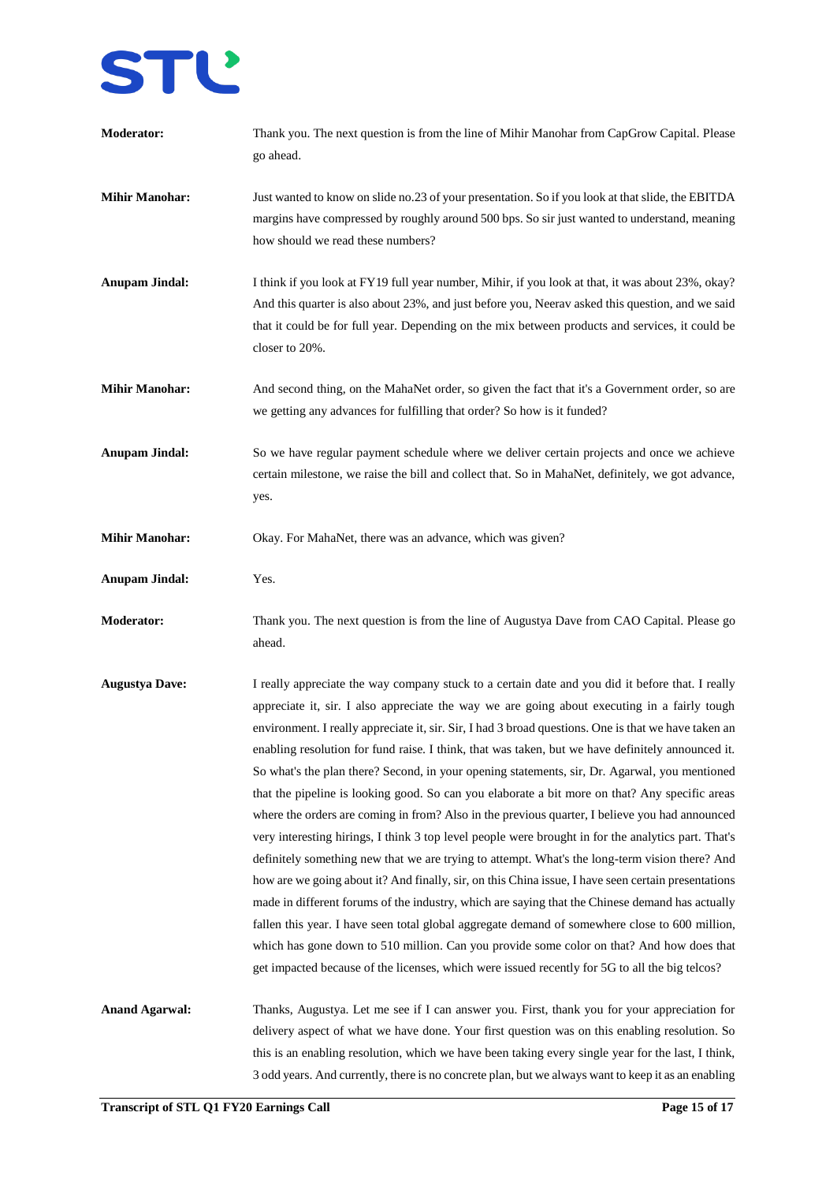**Moderator:** Thank you. The next question is from the line of Mihir Manohar from CapGrow Capital. Please go ahead.

**Mihir Manohar:** Just wanted to know on slide no.23 of your presentation. So if you look at that slide, the EBITDA margins have compressed by roughly around 500 bps. So sir just wanted to understand, meaning how should we read these numbers?

**Anupam Jindal:** I think if you look at FY19 full year number, Mihir, if you look at that, it was about 23%, okay? And this quarter is also about 23%, and just before you, Neerav asked this question, and we said that it could be for full year. Depending on the mix between products and services, it could be closer to 20%.

**Mihir Manohar:** And second thing, on the MahaNet order, so given the fact that it's a Government order, so are we getting any advances for fulfilling that order? So how is it funded?

**Anupam Jindal:** So we have regular payment schedule where we deliver certain projects and once we achieve certain milestone, we raise the bill and collect that. So in MahaNet, definitely, we got advance, yes.

**Mihir Manohar:** Okay. For MahaNet, there was an advance, which was given?

**Anupam Jindal:** Yes.

**Moderator:** Thank you. The next question is from the line of Augustya Dave from CAO Capital. Please go ahead.

**Augustya Dave:** I really appreciate the way company stuck to a certain date and you did it before that. I really appreciate it, sir. I also appreciate the way we are going about executing in a fairly tough environment. I really appreciate it, sir. Sir, I had 3 broad questions. One is that we have taken an enabling resolution for fund raise. I think, that was taken, but we have definitely announced it. So what's the plan there? Second, in your opening statements, sir, Dr. Agarwal, you mentioned that the pipeline is looking good. So can you elaborate a bit more on that? Any specific areas where the orders are coming in from? Also in the previous quarter, I believe you had announced very interesting hirings, I think 3 top level people were brought in for the analytics part. That's definitely something new that we are trying to attempt. What's the long-term vision there? And how are we going about it? And finally, sir, on this China issue, I have seen certain presentations made in different forums of the industry, which are saying that the Chinese demand has actually fallen this year. I have seen total global aggregate demand of somewhere close to 600 million, which has gone down to 510 million. Can you provide some color on that? And how does that get impacted because of the licenses, which were issued recently for 5G to all the big telcos?

**Anand Agarwal:** Thanks, Augustya. Let me see if I can answer you. First, thank you for your appreciation for delivery aspect of what we have done. Your first question was on this enabling resolution. So this is an enabling resolution, which we have been taking every single year for the last, I think, 3 odd years. And currently, there is no concrete plan, but we always want to keep it as an enabling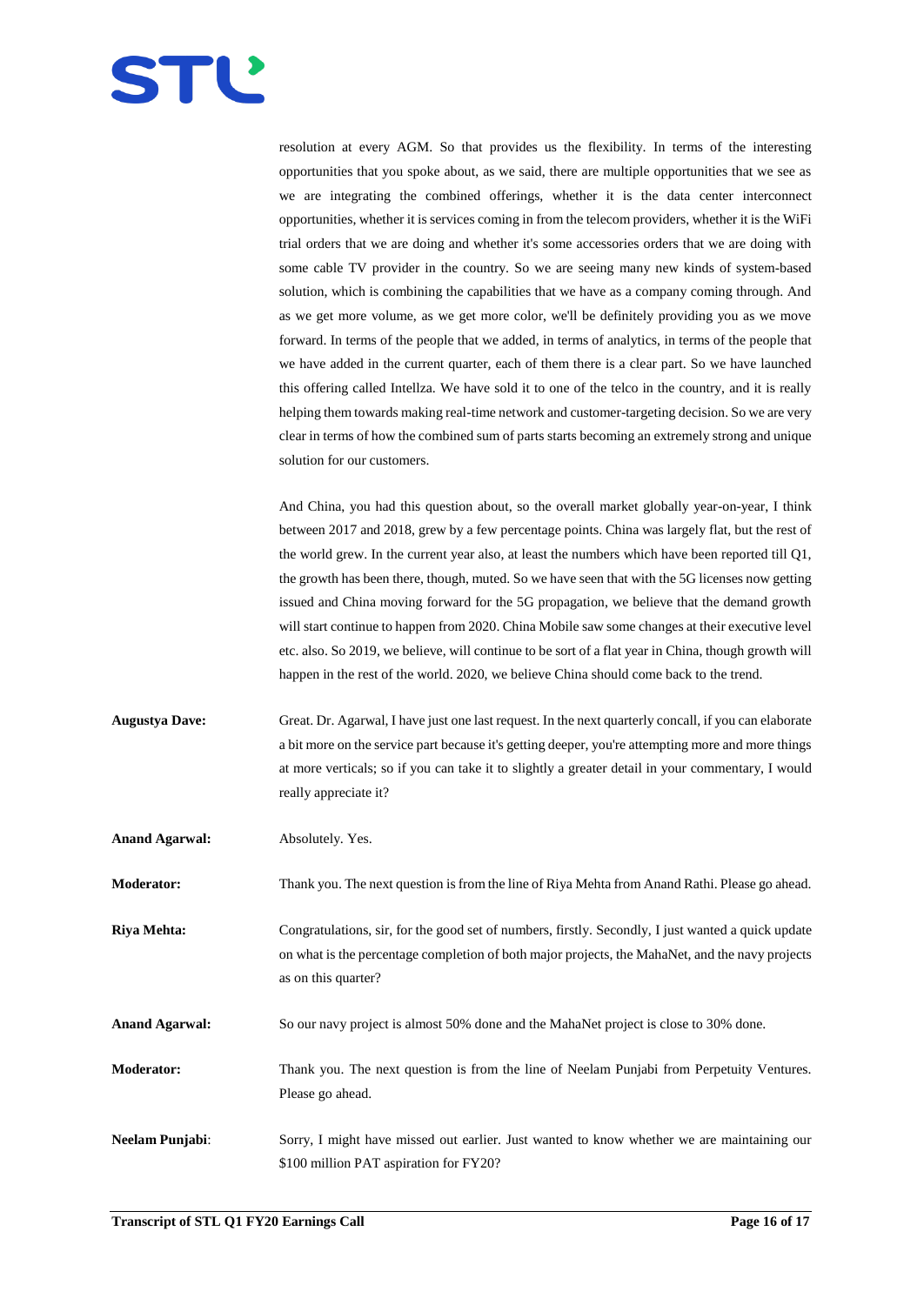resolution at every AGM. So that provides us the flexibility. In terms of the interesting opportunities that you spoke about, as we said, there are multiple opportunities that we see as we are integrating the combined offerings, whether it is the data center interconnect opportunities, whether it is services coming in from the telecom providers, whether it is the WiFi trial orders that we are doing and whether it's some accessories orders that we are doing with some cable TV provider in the country. So we are seeing many new kinds of system-based solution, which is combining the capabilities that we have as a company coming through. And as we get more volume, as we get more color, we'll be definitely providing you as we move forward. In terms of the people that we added, in terms of analytics, in terms of the people that we have added in the current quarter, each of them there is a clear part. So we have launched this offering called Intellza. We have sold it to one of the telco in the country, and it is really helping them towards making real-time network and customer-targeting decision. So we are very clear in terms of how the combined sum of parts starts becoming an extremely strong and unique solution for our customers.

And China, you had this question about, so the overall market globally year-on-year, I think between 2017 and 2018, grew by a few percentage points. China was largely flat, but the rest of the world grew. In the current year also, at least the numbers which have been reported till Q1, the growth has been there, though, muted. So we have seen that with the 5G licenses now getting issued and China moving forward for the 5G propagation, we believe that the demand growth will start continue to happen from 2020. China Mobile saw some changes at their executive level etc. also. So 2019, we believe, will continue to be sort of a flat year in China, though growth will happen in the rest of the world. 2020, we believe China should come back to the trend.

**Augustya Dave:** Great. Dr. Agarwal, I have just one last request. In the next quarterly concall, if you can elaborate a bit more on the service part because it's getting deeper, you're attempting more and more things at more verticals; so if you can take it to slightly a greater detail in your commentary, I would really appreciate it?

**Anand Agarwal:** Absolutely. Yes.

**Moderator:** Thank you. The next question is from the line of Riya Mehta from Anand Rathi. Please go ahead.

**Riya Mehta:** Congratulations, sir, for the good set of numbers, firstly. Secondly, I just wanted a quick update on what is the percentage completion of both major projects, the MahaNet, and the navy projects as on this quarter?

**Anand Agarwal:** So our navy project is almost 50% done and the MahaNet project is close to 30% done.

**Moderator:** Thank you. The next question is from the line of Neelam Punjabi from Perpetuity Ventures. Please go ahead.

**Neelam Punjabi**: Sorry, I might have missed out earlier. Just wanted to know whether we are maintaining our $100 million PAT aspiration for FY20?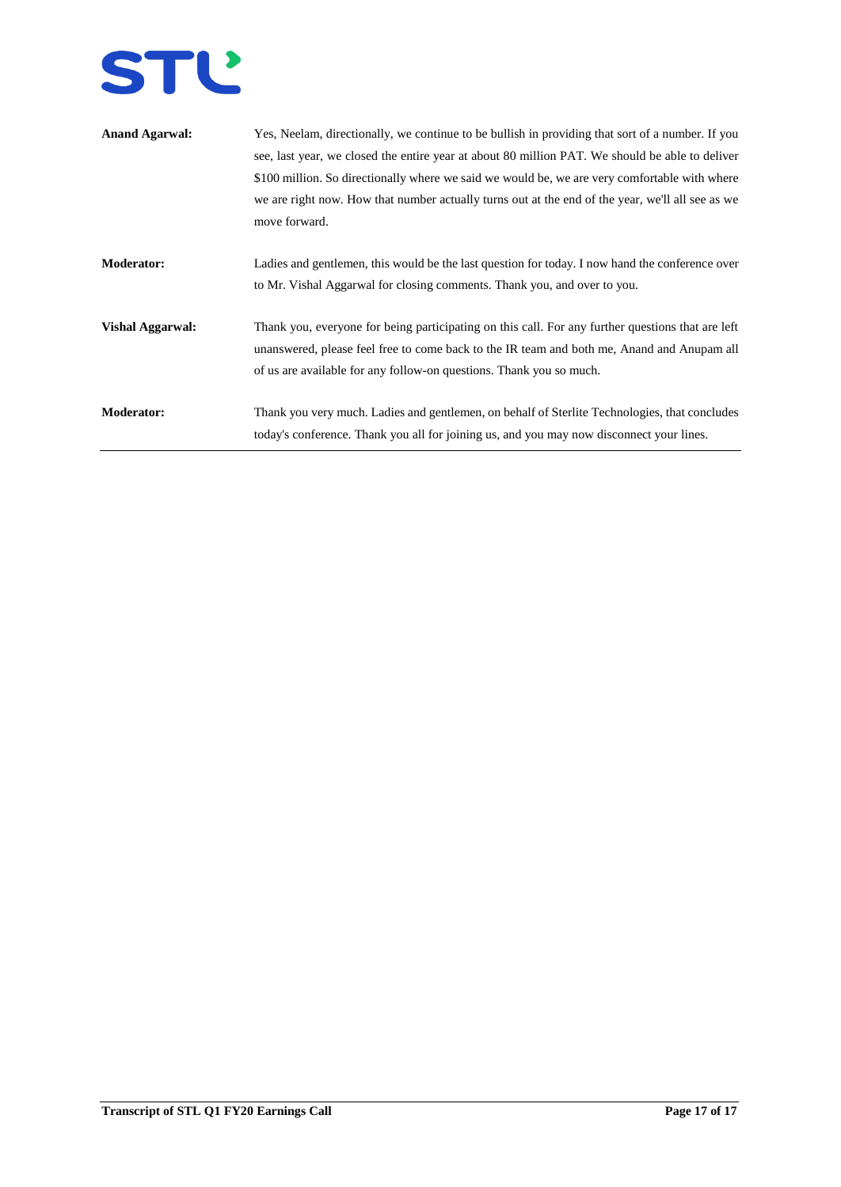**Anand Agarwal:** Yes, Neelam, directionally, we continue to be bullish in providing that sort of a number. If you see, last year, we closed the entire year at about 80 million PAT. We should be able to deliver $100 million. So directionally where we said we would be, we are very comfortable with where we are right now. How that number actually turns out at the end of the year, we'll all see as we move forward.

**Moderator:** Ladies and gentlemen, this would be the last question for today. I now hand the conference over to Mr. Vishal Aggarwal for closing comments. Thank you, and over to you.

**Vishal Aggarwal:** Thank you, everyone for being participating on this call. For any further questions that are left unanswered, please feel free to come back to the IR team and both me, Anand and Anupam all of us are available for any follow-on questions. Thank you so much.

**Moderator:** Thank you very much. Ladies and gentlemen, on behalf of Sterlite Technologies, that concludes today's conference. Thank you all for joining us, and you may now disconnect your lines.